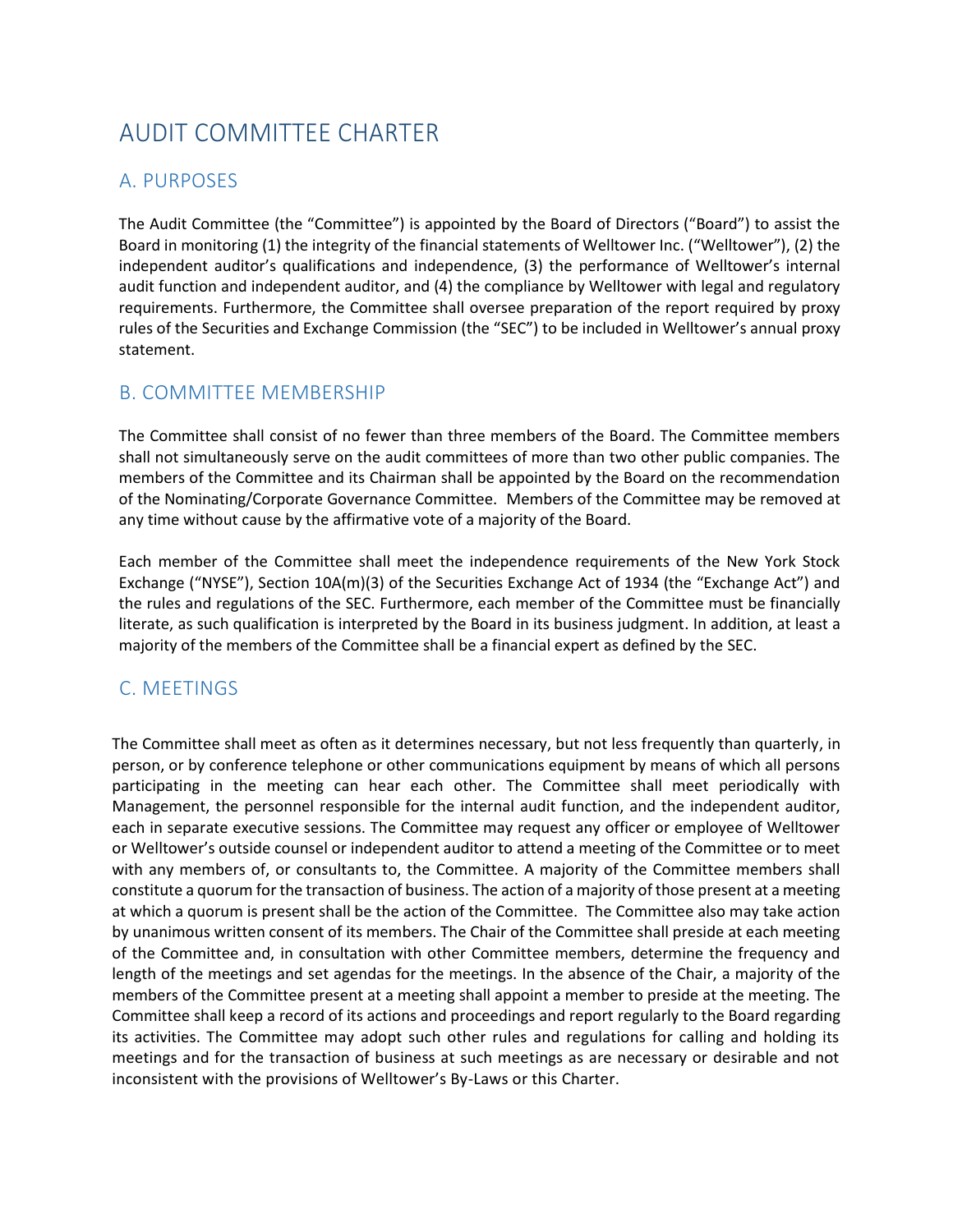# AUDIT COMMITTEE CHARTER

## A. PURPOSES

The Audit Committee (the "Committee") is appointed by the Board of Directors ("Board") to assist the Board in monitoring (1) the integrity of the financial statements of Welltower Inc. ("Welltower"), (2) the independent auditor's qualifications and independence, (3) the performance of Welltower's internal audit function and independent auditor, and (4) the compliance by Welltower with legal and regulatory requirements. Furthermore, the Committee shall oversee preparation of the report required by proxy rules of the Securities and Exchange Commission (the "SEC") to be included in Welltower's annual proxy statement.

## B. COMMITTEE MEMBERSHIP

The Committee shall consist of no fewer than three members of the Board. The Committee members shall not simultaneously serve on the audit committees of more than two other public companies. The members of the Committee and its Chairman shall be appointed by the Board on the recommendation of the Nominating/Corporate Governance Committee. Members of the Committee may be removed at any time without cause by the affirmative vote of a majority of the Board.

Each member of the Committee shall meet the independence requirements of the New York Stock Exchange ("NYSE"), Section 10A(m)(3) of the Securities Exchange Act of 1934 (the "Exchange Act") and the rules and regulations of the SEC. Furthermore, each member of the Committee must be financially literate, as such qualification is interpreted by the Board in its business judgment. In addition, at least a majority of the members of the Committee shall be a financial expert as defined by the SEC.

## C. MEETINGS

The Committee shall meet as often as it determines necessary, but not less frequently than quarterly, in person, or by conference telephone or other communications equipment by means of which all persons participating in the meeting can hear each other. The Committee shall meet periodically with Management, the personnel responsible for the internal audit function, and the independent auditor, each in separate executive sessions. The Committee may request any officer or employee of Welltower or Welltower's outside counsel or independent auditor to attend a meeting of the Committee or to meet with any members of, or consultants to, the Committee. A majority of the Committee members shall constitute a quorum for the transaction of business. The action of a majority of those present at a meeting at which a quorum is present shall be the action of the Committee. The Committee also may take action by unanimous written consent of its members. The Chair of the Committee shall preside at each meeting of the Committee and, in consultation with other Committee members, determine the frequency and length of the meetings and set agendas for the meetings. In the absence of the Chair, a majority of the members of the Committee present at a meeting shall appoint a member to preside at the meeting. The Committee shall keep a record of its actions and proceedings and report regularly to the Board regarding its activities. The Committee may adopt such other rules and regulations for calling and holding its meetings and for the transaction of business at such meetings as are necessary or desirable and not inconsistent with the provisions of Welltower's By-Laws or this Charter.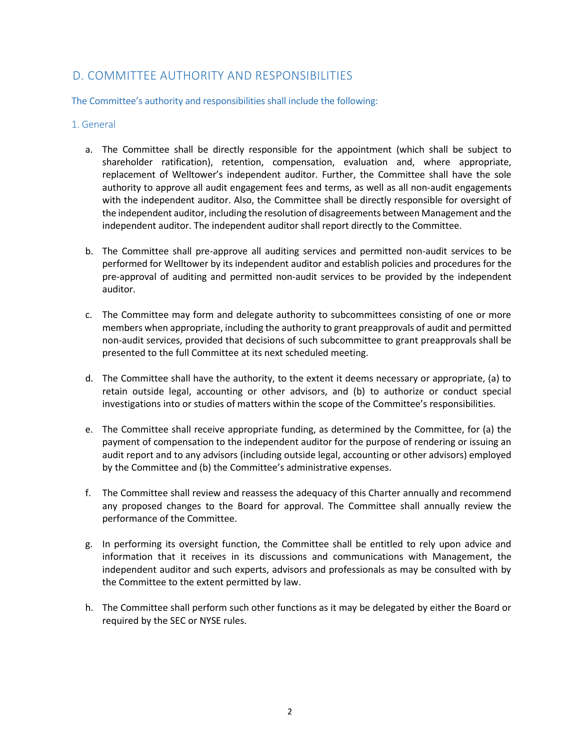## D. COMMITTEE AUTHORITY AND RESPONSIBILITIES

The Committee's authority and responsibilities shall include the following:

### 1. General

a. The Committee shall be directly responsible for the appointment (which shall be subject to shareholder ratification), retention, compensation, evaluation and, where appropriate, replacement of Welltower's independent auditor. Further, the Committee shall have the sole authority to approve all audit engagement fees and terms, as well as all non-audit engagements with the independent auditor. Also, the Committee shall be directly responsible for oversight of the independent auditor, including the resolution of disagreements between Management and the independent auditor. The independent auditor shall report directly to the Committee.

b. The Committee shall pre-approve all auditing services and permitted non-audit services to be performed for Welltower by its independent auditor and establish policies and procedures for the pre-approval of auditing and permitted non-audit services to be provided by the independent auditor.

c. The Committee may form and delegate authority to subcommittees consisting of one or more members when appropriate, including the authority to grant preapprovals of audit and permitted non-audit services, provided that decisions of such subcommittee to grant preapprovals shall be presented to the full Committee at its next scheduled meeting.

d. The Committee shall have the authority, to the extent it deems necessary or appropriate, (a) to retain outside legal, accounting or other advisors, and (b) to authorize or conduct special investigations into or studies of matters within the scope of the Committee's responsibilities.

e. The Committee shall receive appropriate funding, as determined by the Committee, for (a) the payment of compensation to the independent auditor for the purpose of rendering or issuing an audit report and to any advisors (including outside legal, accounting or other advisors) employed by the Committee and (b) the Committee's administrative expenses.

f. The Committee shall review and reassess the adequacy of this Charter annually and recommend any proposed changes to the Board for approval. The Committee shall annually review the performance of the Committee.

g. In performing its oversight function, the Committee shall be entitled to rely upon advice and information that it receives in its discussions and communications with Management, the independent auditor and such experts, advisors and professionals as may be consulted with by the Committee to the extent permitted by law.

h. The Committee shall perform such other functions as it may be delegated by either the Board or required by the SEC or NYSE rules.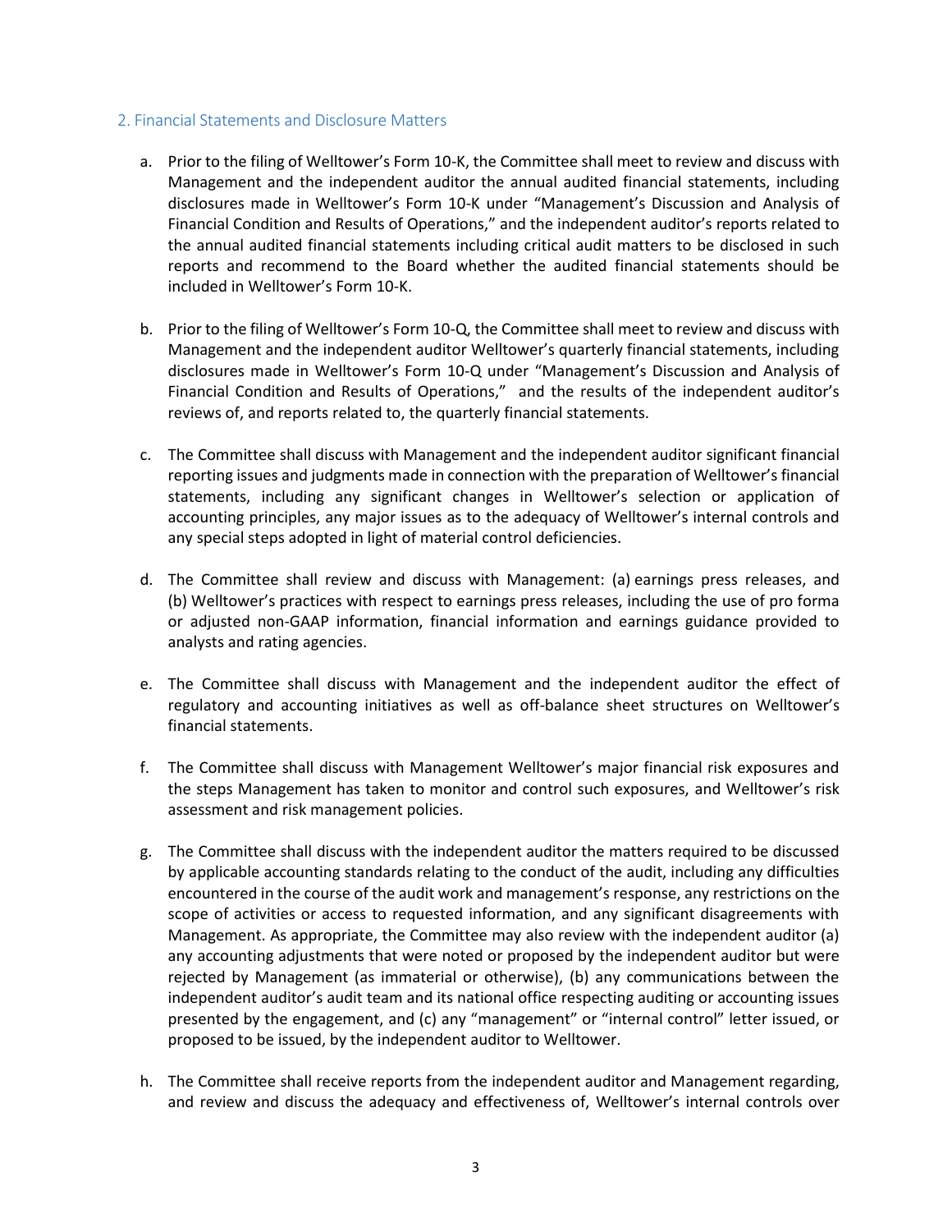## 2. Financial Statements and Disclosure Matters

a. Prior to the filing of Welltower's Form 10-K, the Committee shall meet to review and discuss with Management and the independent auditor the annual audited financial statements, including disclosures made in Welltower's Form 10-K under "Management's Discussion and Analysis of Financial Condition and Results of Operations," and the independent auditor's reports related to the annual audited financial statements including critical audit matters to be disclosed in such reports and recommend to the Board whether the audited financial statements should be included in Welltower's Form 10-K.

b. Prior to the filing of Welltower's Form 10-Q, the Committee shall meet to review and discuss with Management and the independent auditor Welltower's quarterly financial statements, including disclosures made in Welltower's Form 10-Q under "Management's Discussion and Analysis of Financial Condition and Results of Operations," and the results of the independent auditor's reviews of, and reports related to, the quarterly financial statements.

c. The Committee shall discuss with Management and the independent auditor significant financial reporting issues and judgments made in connection with the preparation of Welltower's financial statements, including any significant changes in Welltower's selection or application of accounting principles, any major issues as to the adequacy of Welltower's internal controls and any special steps adopted in light of material control deficiencies.

d. The Committee shall review and discuss with Management: (a) earnings press releases, and (b) Welltower's practices with respect to earnings press releases, including the use of pro forma or adjusted non-GAAP information, financial information and earnings guidance provided to analysts and rating agencies.

e. The Committee shall discuss with Management and the independent auditor the effect of regulatory and accounting initiatives as well as off-balance sheet structures on Welltower's financial statements.

f. The Committee shall discuss with Management Welltower's major financial risk exposures and the steps Management has taken to monitor and control such exposures, and Welltower's risk assessment and risk management policies.

g. The Committee shall discuss with the independent auditor the matters required to be discussed by applicable accounting standards relating to the conduct of the audit, including any difficulties encountered in the course of the audit work and management's response, any restrictions on the scope of activities or access to requested information, and any significant disagreements with Management. As appropriate, the Committee may also review with the independent auditor (a) any accounting adjustments that were noted or proposed by the independent auditor but were rejected by Management (as immaterial or otherwise), (b) any communications between the independent auditor's audit team and its national office respecting auditing or accounting issues presented by the engagement, and (c) any "management" or "internal control" letter issued, or proposed to be issued, by the independent auditor to Welltower.

h. The Committee shall receive reports from the independent auditor and Management regarding, and review and discuss the adequacy and effectiveness of, Welltower's internal controls over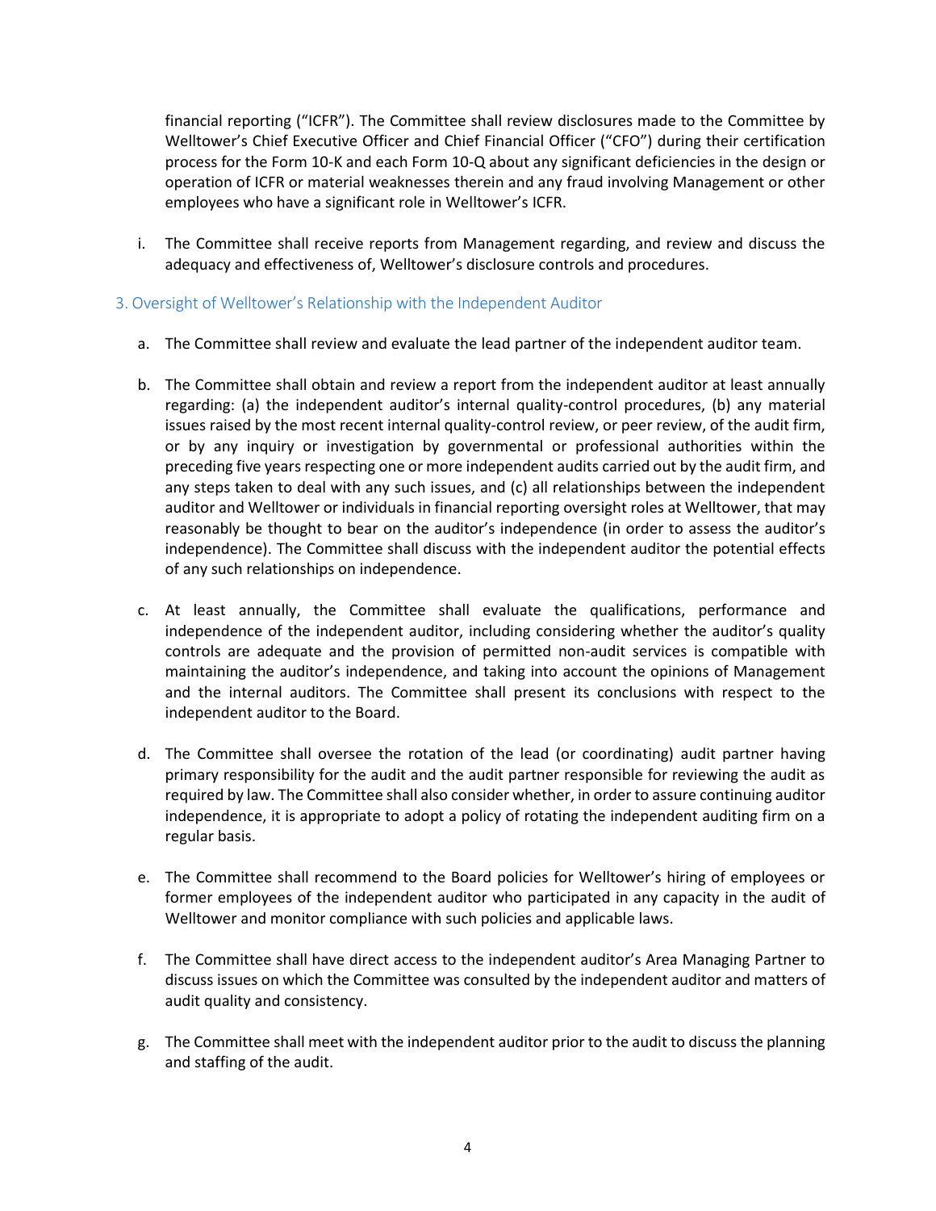financial reporting ("ICFR"). The Committee shall review disclosures made to the Committee by Welltower's Chief Executive Officer and Chief Financial Officer ("CFO") during their certification process for the Form 10-K and each Form 10-Q about any significant deficiencies in the design or operation of ICFR or material weaknesses therein and any fraud involving Management or other employees who have a significant role in Welltower's ICFR.

i. The Committee shall receive reports from Management regarding, and review and discuss the adequacy and effectiveness of, Welltower's disclosure controls and procedures.

### 3. Oversight of Welltower's Relationship with the Independent Auditor

a. The Committee shall review and evaluate the lead partner of the independent auditor team.

b. The Committee shall obtain and review a report from the independent auditor at least annually regarding: (a) the independent auditor's internal quality-control procedures, (b) any material issues raised by the most recent internal quality-control review, or peer review, of the audit firm, or by any inquiry or investigation by governmental or professional authorities within the preceding five years respecting one or more independent audits carried out by the audit firm, and any steps taken to deal with any such issues, and (c) all relationships between the independent auditor and Welltower or individuals in financial reporting oversight roles at Welltower, that may reasonably be thought to bear on the auditor's independence (in order to assess the auditor's independence). The Committee shall discuss with the independent auditor the potential effects of any such relationships on independence.

c. At least annually, the Committee shall evaluate the qualifications, performance and independence of the independent auditor, including considering whether the auditor's quality controls are adequate and the provision of permitted non-audit services is compatible with maintaining the auditor's independence, and taking into account the opinions of Management and the internal auditors. The Committee shall present its conclusions with respect to the independent auditor to the Board.

d. The Committee shall oversee the rotation of the lead (or coordinating) audit partner having primary responsibility for the audit and the audit partner responsible for reviewing the audit as required by law. The Committee shall also consider whether, in order to assure continuing auditor independence, it is appropriate to adopt a policy of rotating the independent auditing firm on a regular basis.

e. The Committee shall recommend to the Board policies for Welltower's hiring of employees or former employees of the independent auditor who participated in any capacity in the audit of Welltower and monitor compliance with such policies and applicable laws.

f. The Committee shall have direct access to the independent auditor's Area Managing Partner to discuss issues on which the Committee was consulted by the independent auditor and matters of audit quality and consistency.

g. The Committee shall meet with the independent auditor prior to the audit to discuss the planning and staffing of the audit.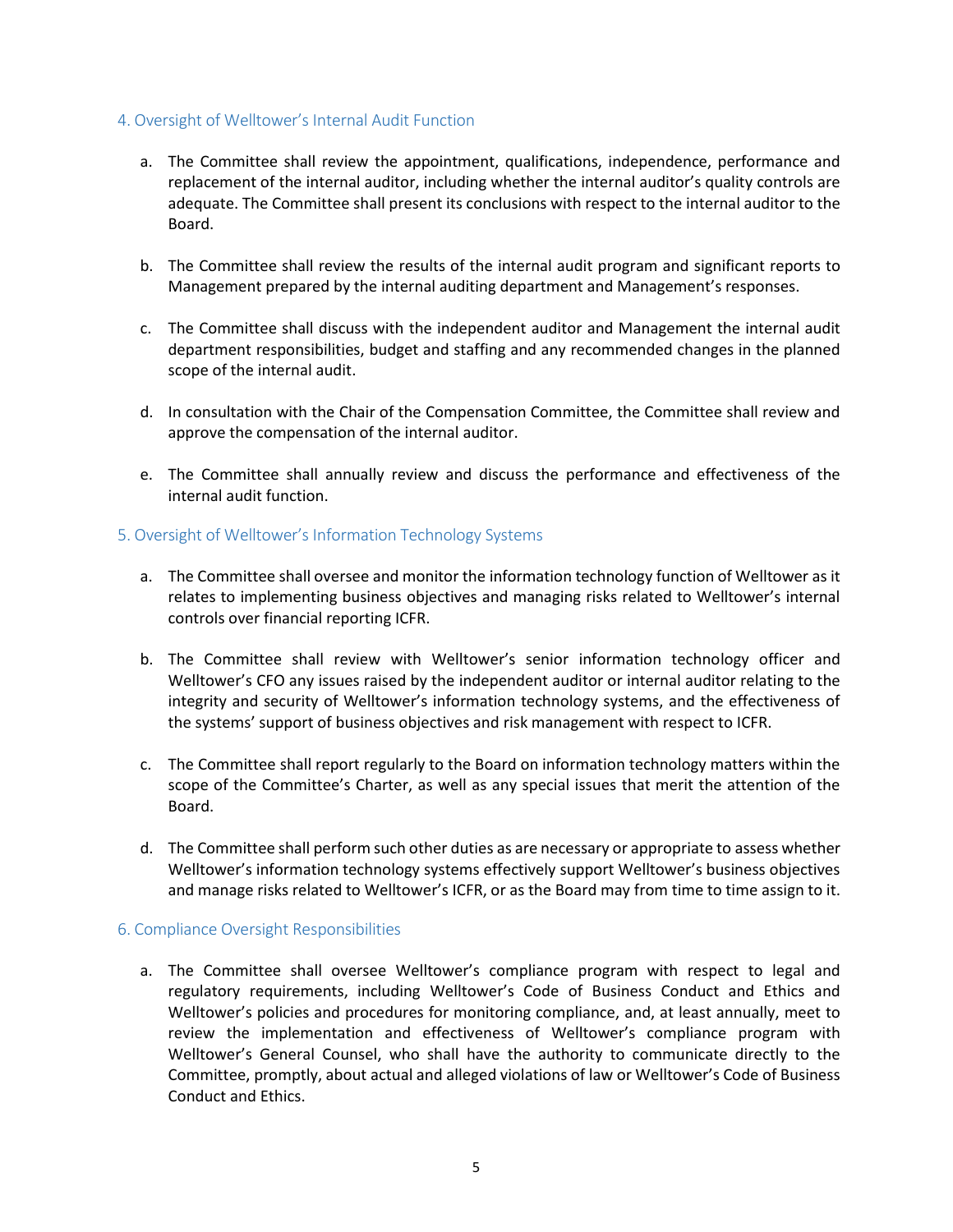## 4. Oversight of Welltower's Internal Audit Function

a. The Committee shall review the appointment, qualifications, independence, performance and replacement of the internal auditor, including whether the internal auditor's quality controls are adequate. The Committee shall present its conclusions with respect to the internal auditor to the Board.

b. The Committee shall review the results of the internal audit program and significant reports to Management prepared by the internal auditing department and Management's responses.

c. The Committee shall discuss with the independent auditor and Management the internal audit department responsibilities, budget and staffing and any recommended changes in the planned scope of the internal audit.

d. In consultation with the Chair of the Compensation Committee, the Committee shall review and approve the compensation of the internal auditor.

e. The Committee shall annually review and discuss the performance and effectiveness of the internal audit function.

## 5. Oversight of Welltower's Information Technology Systems

a. The Committee shall oversee and monitor the information technology function of Welltower as it relates to implementing business objectives and managing risks related to Welltower's internal controls over financial reporting ICFR.

b. The Committee shall review with Welltower's senior information technology officer and Welltower's CFO any issues raised by the independent auditor or internal auditor relating to the integrity and security of Welltower's information technology systems, and the effectiveness of the systems' support of business objectives and risk management with respect to ICFR.

c. The Committee shall report regularly to the Board on information technology matters within the scope of the Committee's Charter, as well as any special issues that merit the attention of the Board.

d. The Committee shall perform such other duties as are necessary or appropriate to assess whether Welltower's information technology systems effectively support Welltower's business objectives and manage risks related to Welltower's ICFR, or as the Board may from time to time assign to it.

## 6. Compliance Oversight Responsibilities

a. The Committee shall oversee Welltower's compliance program with respect to legal and regulatory requirements, including Welltower's Code of Business Conduct and Ethics and Welltower's policies and procedures for monitoring compliance, and, at least annually, meet to review the implementation and effectiveness of Welltower's compliance program with Welltower's General Counsel, who shall have the authority to communicate directly to the Committee, promptly, about actual and alleged violations of law or Welltower's Code of Business Conduct and Ethics.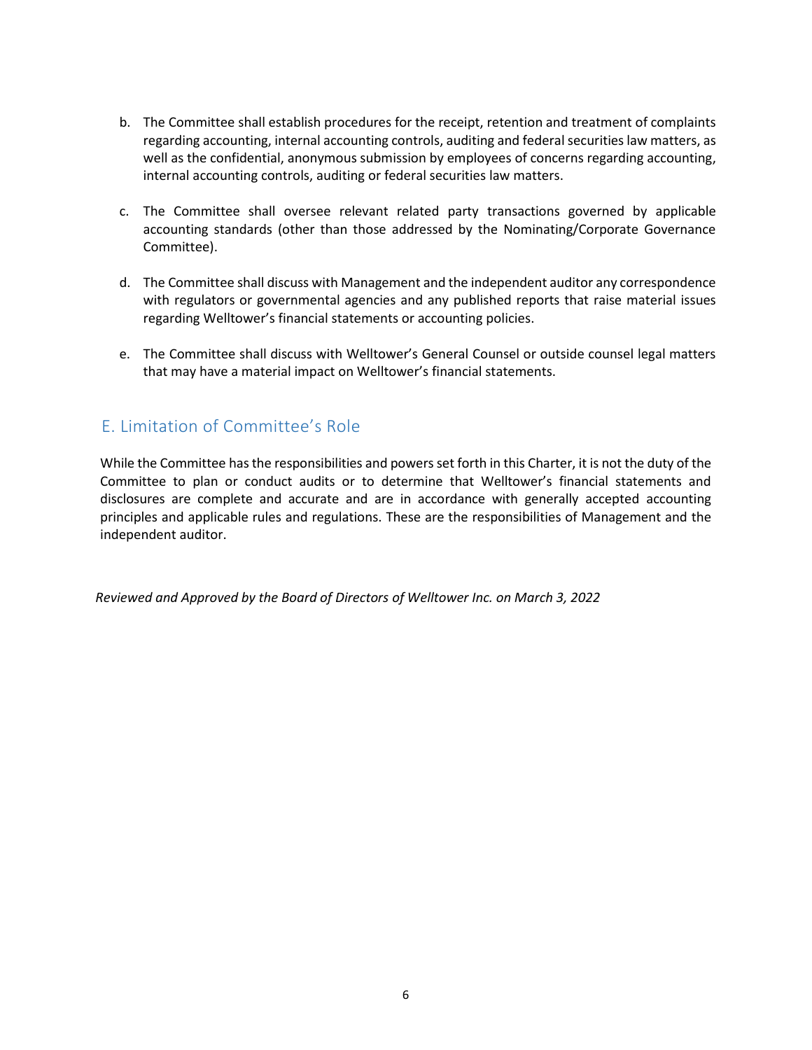b. The Committee shall establish procedures for the receipt, retention and treatment of complaints regarding accounting, internal accounting controls, auditing and federal securities law matters, as well as the confidential, anonymous submission by employees of concerns regarding accounting, internal accounting controls, auditing or federal securities law matters.

c. The Committee shall oversee relevant related party transactions governed by applicable accounting standards (other than those addressed by the Nominating/Corporate Governance Committee).

d. The Committee shall discuss with Management and the independent auditor any correspondence with regulators or governmental agencies and any published reports that raise material issues regarding Welltower's financial statements or accounting policies.

e. The Committee shall discuss with Welltower's General Counsel or outside counsel legal matters that may have a material impact on Welltower's financial statements.

## E. Limitation of Committee's Role

While the Committee has the responsibilities and powers set forth in this Charter, it is not the duty of the Committee to plan or conduct audits or to determine that Welltower's financial statements and disclosures are complete and accurate and are in accordance with generally accepted accounting principles and applicable rules and regulations. These are the responsibilities of Management and the independent auditor.

*Reviewed and Approved by the Board of Directors of Welltower Inc. on March 3, 2022*